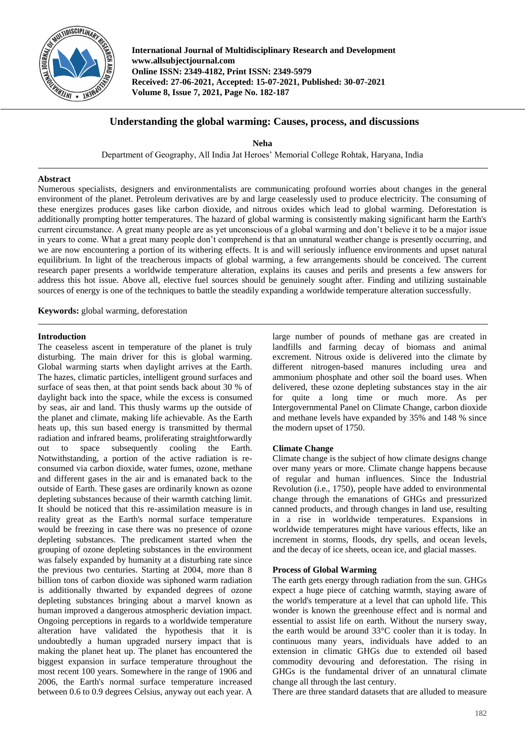International Journal of Multidisciplinary Research and Development
www.allsubjectjournal.com
Online ISSN: 2349-4182, Print ISSN: 2349-5979
Received: 27-06-2021, Accepted: 15-07-2021, Published: 30-07-2021
Volume 8, Issue 7, 2021, Page No. 182-187

# Understanding the global warming: Causes, process, and discussions

**Neha**

Department of Geography, All India Jat Heroes' Memorial College Rohtak, Haryana, India

## Abstract

Numerous specialists, designers and environmentalists are communicating profound worries about changes in the general environment of the planet. Petroleum derivatives are by and large ceaselessly used to produce electricity. The consuming of these energizes produces gases like carbon dioxide, and nitrous oxides which lead to global warming. Deforestation is additionally prompting hotter temperatures. The hazard of global warming is consistently making significant harm the Earth's current circumstance. A great many people are as yet unconscious of a global warming and don't believe it to be a major issue in years to come. What a great many people don't comprehend is that an unnatural weather change is presently occurring, and we are now encountering a portion of its withering effects. It is and will seriously influence environments and upset natural equilibrium. In light of the treacherous impacts of global warming, a few arrangements should be conceived. The current research paper presents a worldwide temperature alteration, explains its causes and perils and presents a few answers for address this hot issue. Above all, elective fuel sources should be genuinely sought after. Finding and utilizing sustainable sources of energy is one of the techniques to battle the steadily expanding a worldwide temperature alteration successfully.

**Keywords:** global warming, deforestation

## Introduction

The ceaseless ascent in temperature of the planet is truly disturbing. The main driver for this is global warming. Global warming starts when daylight arrives at the Earth. The hazes, climatic particles, intelligent ground surfaces and surface of seas then, at that point sends back about 30 % of daylight back into the space, while the excess is consumed by seas, air and land. This thusly warms up the outside of the planet and climate, making life achievable. As the Earth heats up, this sun based energy is transmitted by thermal radiation and infrared beams, proliferating straightforwardly out to space subsequently cooling the Earth. Notwithstanding, a portion of the active radiation is re-consumed via carbon dioxide, water fumes, ozone, methane and different gases in the air and is emanated back to the outside of Earth. These gases are ordinarily known as ozone depleting substances because of their warmth catching limit. It should be noticed that this re-assimilation measure is in reality great as the Earth's normal surface temperature would be freezing in case there was no presence of ozone depleting substances. The predicament started when the grouping of ozone depleting substances in the environment was falsely expanded by humanity at a disturbing rate since the previous two centuries. Starting at 2004, more than 8 billion tons of carbon dioxide was siphoned warm radiation is additionally thwarted by expanded degrees of ozone depleting substances bringing about a marvel known as human improved a dangerous atmospheric deviation impact. Ongoing perceptions in regards to a worldwide temperature alteration have validated the hypothesis that it is undoubtedly a human upgraded nursery impact that is making the planet heat up. The planet has encountered the biggest expansion in surface temperature throughout the most recent 100 years. Somewhere in the range of 1906 and 2006, the Earth's normal surface temperature increased between 0.6 to 0.9 degrees Celsius, anyway out each year. A large number of pounds of methane gas are created in landfills and farming decay of biomass and animal excrement. Nitrous oxide is delivered into the climate by different nitrogen-based manures including urea and ammonium phosphate and other soil the board uses. When delivered, these ozone depleting substances stay in the air for quite a long time or much more. As per Intergovernmental Panel on Climate Change, carbon dioxide and methane levels have expanded by 35% and 148 % since the modern upset of 1750.

## Climate Change

Climate change is the subject of how climate designs change over many years or more. Climate change happens because of regular and human influences. Since the Industrial Revolution (i.e., 1750), people have added to environmental change through the emanations of GHGs and pressurized canned products, and through changes in land use, resulting in a rise in worldwide temperatures. Expansions in worldwide temperatures might have various effects, like an increment in storms, floods, dry spells, and ocean levels, and the decay of ice sheets, ocean ice, and glacial masses.

## Process of Global Warming

The earth gets energy through radiation from the sun. GHGs expect a huge piece of catching warmth, staying aware of the world's temperature at a level that can uphold life. This wonder is known the greenhouse effect and is normal and essential to assist life on earth. Without the nursery sway, the earth would be around 33°C cooler than it is today. In continuous many years, individuals have added to an extension in climatic GHGs due to extended oil based commodity devouring and deforestation. The rising in GHGs is the fundamental driver of an unnatural climate change all through the last century.

There are three standard datasets that are alluded to measure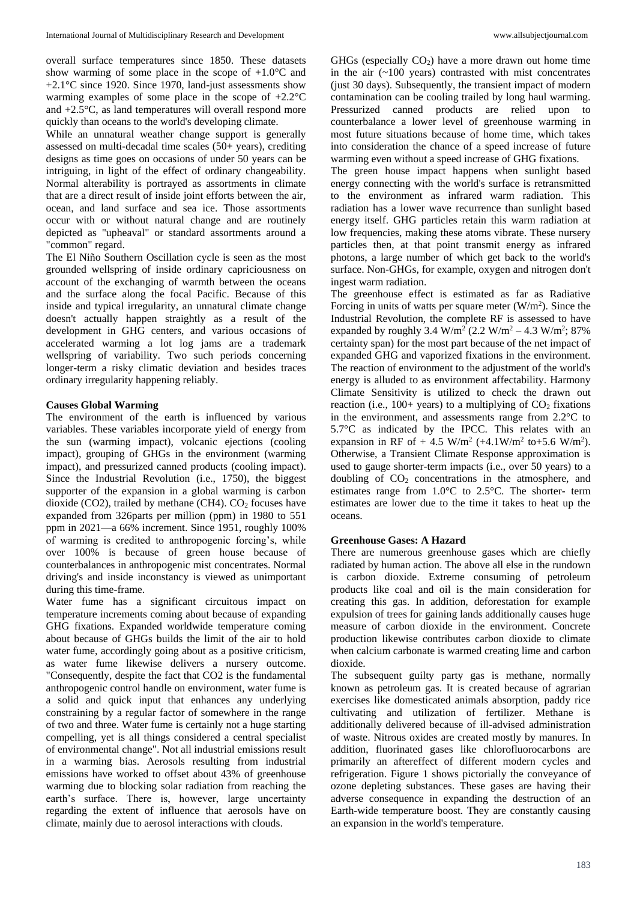overall surface temperatures since 1850. These datasets show warming of some place in the scope of +1.0°C and +2.1°C since 1920. Since 1970, land-just assessments show warming examples of some place in the scope of +2.2°C and +2.5°C, as land temperatures will overall respond more quickly than oceans to the world's developing climate.

While an unnatural weather change support is generally assessed on multi-decadal time scales (50+ years), crediting designs as time goes on occasions of under 50 years can be intriguing, in light of the effect of ordinary changeability. Normal alterability is portrayed as assortments in climate that are a direct result of inside joint efforts between the air, ocean, and land surface and sea ice. Those assortments occur with or without natural change and are routinely depicted as "upheaval" or standard assortments around a "common" regard.

The El Niño Southern Oscillation cycle is seen as the most grounded wellspring of inside ordinary capriciousness on account of the exchanging of warmth between the oceans and the surface along the focal Pacific. Because of this inside and typical irregularity, an unnatural climate change doesn't actually happen straightly as a result of the development in GHG centers, and various occasions of accelerated warming a lot log jams are a trademark wellspring of variability. Two such periods concerning longer-term a risky climatic deviation and besides traces ordinary irregularity happening reliably.

## Causes Global Warming

The environment of the earth is influenced by various variables. These variables incorporate yield of energy from the sun (warming impact), volcanic ejections (cooling impact), grouping of GHGs in the environment (warming impact), and pressurized canned products (cooling impact). Since the Industrial Revolution (i.e., 1750), the biggest supporter of the expansion in a global warming is carbon dioxide (CO2), trailed by methane (CH4). $CO_2$ focuses have expanded from 326parts per million (ppm) in 1980 to 551 ppm in 2021—a 66% increment. Since 1951, roughly 100% of warming is credited to anthropogenic forcing's, while over 100% is because of green house because of counterbalances in anthropogenic mist concentrates. Normal driving's and inside inconstancy is viewed as unimportant during this time-frame.

Water fume has a significant circuitous impact on temperature increments coming about because of expanding GHG fixations. Expanded worldwide temperature coming about because of GHGs builds the limit of the air to hold water fume, accordingly going about as a positive criticism, as water fume likewise delivers a nursery outcome. "Consequently, despite the fact that CO2 is the fundamental anthropogenic control handle on environment, water fume is a solid and quick input that enhances any underlying constraining by a regular factor of somewhere in the range of two and three. Water fume is certainly not a huge starting compelling, yet is all things considered a central specialist of environmental change". Not all industrial emissions result in a warming bias. Aerosols resulting from industrial emissions have worked to offset about 43% of greenhouse warming due to blocking solar radiation from reaching the earth's surface. There is, however, large uncertainty regarding the extent of influence that aerosols have on climate, mainly due to aerosol interactions with clouds.

GHGs (especially $CO_2$) have a more drawn out home time in the air (~100 years) contrasted with mist concentrates (just 30 days). Subsequently, the transient impact of modern contamination can be cooling trailed by long haul warming. Pressurized canned products are relied upon to counterbalance a lower level of greenhouse warming in most future situations because of home time, which takes into consideration the chance of a speed increase of future warming even without a speed increase of GHG fixations.

The green house impact happens when sunlight based energy connecting with the world's surface is retransmitted to the environment as infrared warm radiation. This radiation has a lower wave recurrence than sunlight based energy itself. GHG particles retain this warm radiation at low frequencies, making these atoms vibrate. These nursery particles then, at that point transmit energy as infrared photons, a large number of which get back to the world's surface. Non-GHGs, for example, oxygen and nitrogen don't ingest warm radiation.

The greenhouse effect is estimated as far as Radiative Forcing in units of watts per square meter ($W/m^2$). Since the Industrial Revolution, the complete RF is assessed to have expanded by roughly 3.4 $W/m^2$ (2.2 $W/m^2$ – 4.3 $W/m^2$; 87% certainty span) for the most part because of the net impact of expanded GHG and vaporized fixations in the environment. The reaction of environment to the adjustment of the world's energy is alluded to as environment affectability. Harmony Climate Sensitivity is utilized to check the drawn out reaction (i.e., 100+ years) to a multiplying of $CO_2$ fixations in the environment, and assessments range from 2.2°C to 5.7°C as indicated by the IPCC. This relates with an expansion in RF of + 4.5 $W/m^2$ (+4.1$W/m^2$ to+5.6 $W/m^2$). Otherwise, a Transient Climate Response approximation is used to gauge shorter-term impacts (i.e., over 50 years) to a doubling of $CO_2$ concentrations in the atmosphere, and estimates range from 1.0°C to 2.5°C. The shorter- term estimates are lower due to the time it takes to heat up the oceans.

## Greenhouse Gases: A Hazard

There are numerous greenhouse gases which are chiefly radiated by human action. The above all else in the rundown is carbon dioxide. Extreme consuming of petroleum products like coal and oil is the main consideration for creating this gas. In addition, deforestation for example expulsion of trees for gaining lands additionally causes huge measure of carbon dioxide in the environment. Concrete production likewise contributes carbon dioxide to climate when calcium carbonate is warmed creating lime and carbon dioxide.

The subsequent guilty party gas is methane, normally known as petroleum gas. It is created because of agrarian exercises like domesticated animals absorption, paddy rice cultivating and utilization of fertilizer. Methane is additionally delivered because of ill-advised administration of waste. Nitrous oxides are created mostly by manures. In addition, fluorinated gases like chlorofluorocarbons are primarily an aftereffect of different modern cycles and refrigeration. Figure 1 shows pictorially the conveyance of ozone depleting substances. These gases are having their adverse consequence in expanding the destruction of an Earth-wide temperature boost. They are constantly causing an expansion in the world's temperature.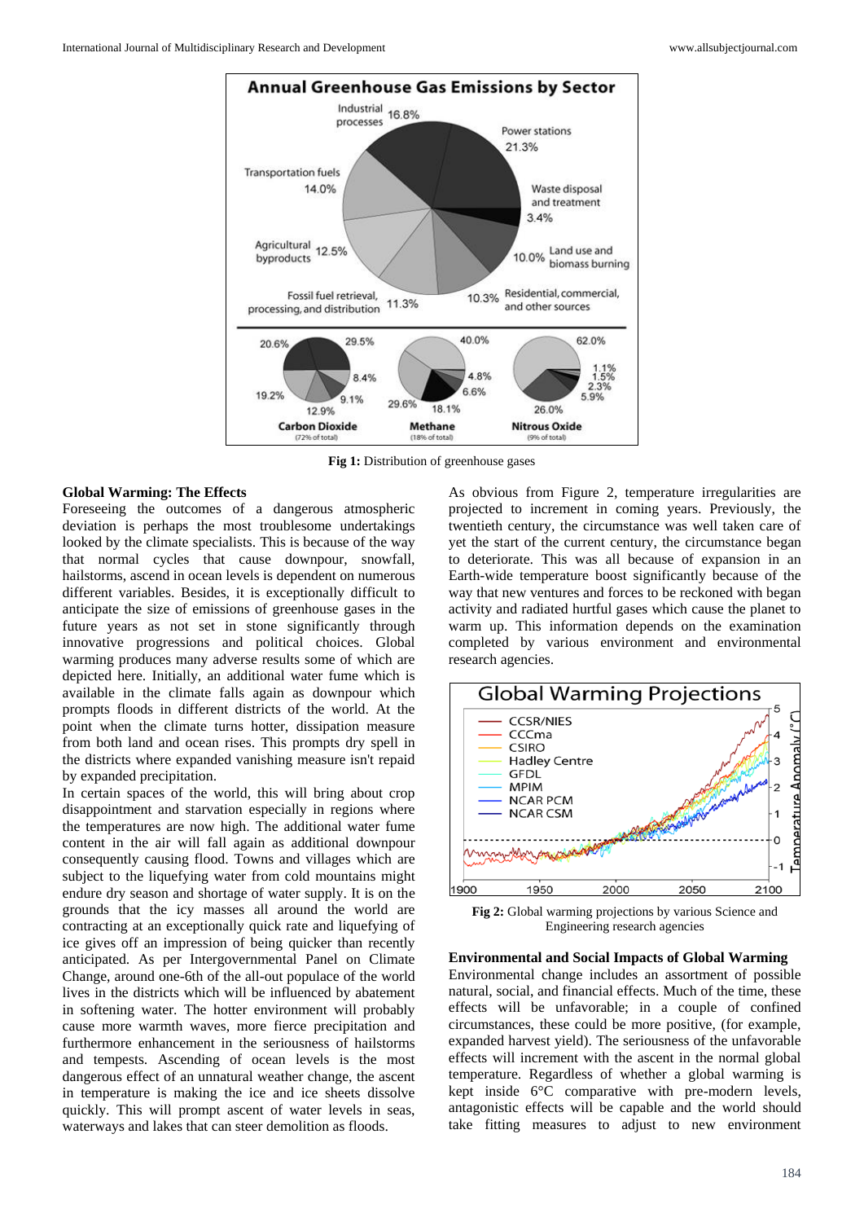Fig 1: Distribution of greenhouse gases

**Global Warming: The Effects**

Foreseeing the outcomes of a dangerous atmospheric deviation is perhaps the most troublesome undertakings looked by the climate specialists. This is because of the way that normal cycles that cause downpour, snowfall, hailstorms, ascend in ocean levels is dependent on numerous different variables. Besides, it is exceptionally difficult to anticipate the size of emissions of greenhouse gases in the future years as not set in stone significantly through innovative progressions and political choices. Global warming produces many adverse results some of which are depicted here. Initially, an additional water fume which is available in the climate falls again as downpour which prompts floods in different districts of the world. At the point when the climate turns hotter, dissipation measure from both land and ocean rises. This prompts dry spell in the districts where expanded vanishing measure isn't repaid by expanded precipitation.

In certain spaces of the world, this will bring about crop disappointment and starvation especially in regions where the temperatures are now high. The additional water fume content in the air will fall again as additional downpour consequently causing flood. Towns and villages which are subject to the liquefying water from cold mountains might endure dry season and shortage of water supply. It is on the grounds that the icy masses all around the world are contracting at an exceptionally quick rate and liquefying of ice gives off an impression of being quicker than recently anticipated. As per Intergovernmental Panel on Climate Change, around one-6th of the all-out populace of the world lives in the districts which will be influenced by abatement in softening water. The hotter environment will probably cause more warmth waves, more fierce precipitation and furthermore enhancement in the seriousness of hailstorms and tempests. Ascending of ocean levels is the most dangerous effect of an unnatural weather change, the ascent in temperature is making the ice and ice sheets dissolve quickly. This will prompt ascent of water levels in seas, waterways and lakes that can steer demolition as floods.

As obvious from Figure 2, temperature irregularities are projected to increment in coming years. Previously, the twentieth century, the circumstance was well taken care of yet the start of the current century, the circumstance began to deteriorate. This was all because of expansion in an Earth-wide temperature boost significantly because of the way that new ventures and forces to be reckoned with began activity and radiated hurtful gases which cause the planet to warm up. This information depends on the examination completed by various environment and environmental research agencies.

Fig 2: Global warming projections by various Science and Engineering research agencies

**Environmental and Social Impacts of Global Warming**

Environmental change includes an assortment of possible natural, social, and financial effects. Much of the time, these effects will be unfavorable; in a couple of confined circumstances, these could be more positive, (for example, expanded harvest yield). The seriousness of the unfavorable effects will increment with the ascent in the normal global temperature. Regardless of whether a global warming is kept inside 6°C comparative with pre-modern levels, antagonistic effects will be capable and the world should take fitting measures to adjust to new environment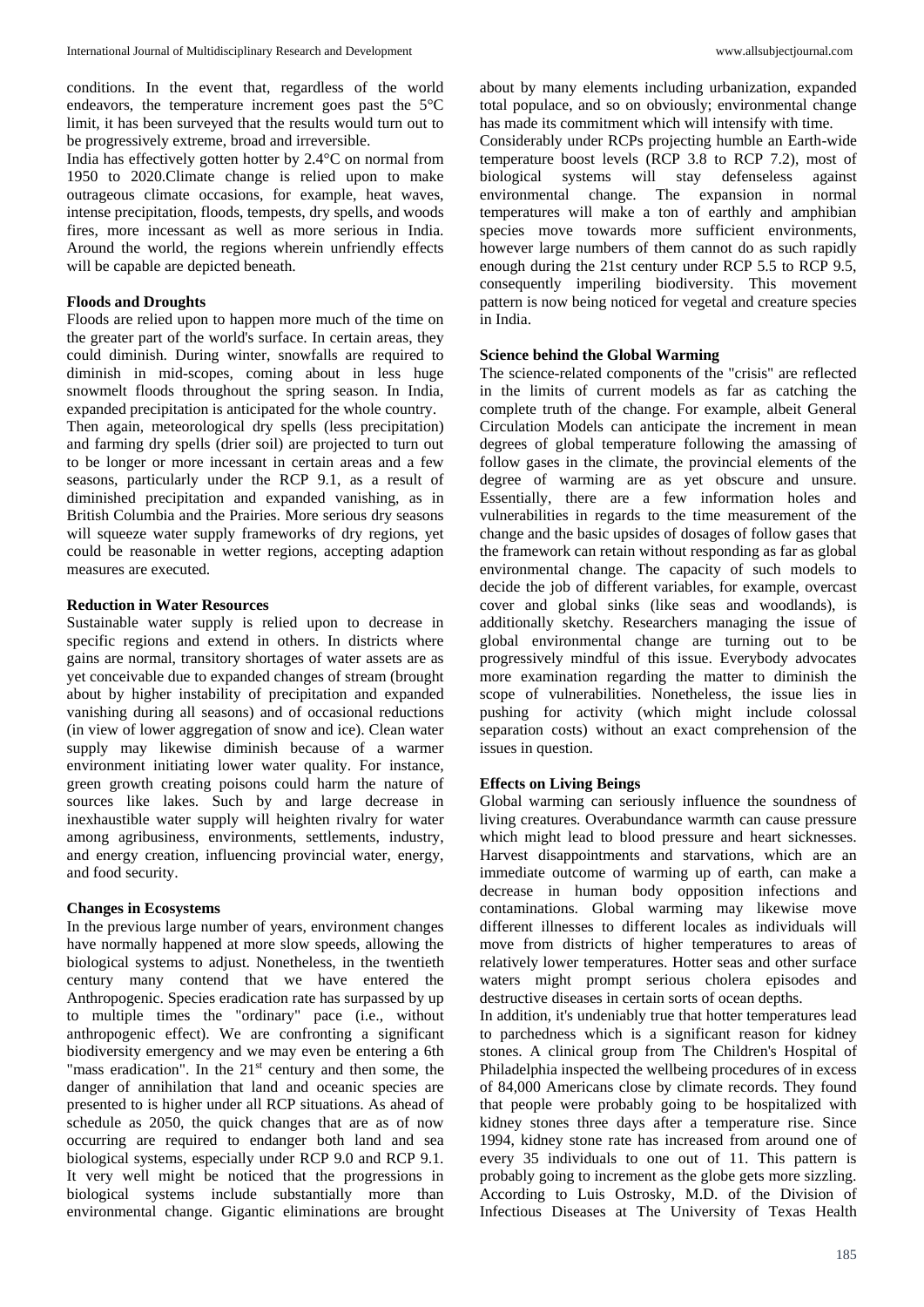conditions. In the event that, regardless of the world endeavors, the temperature increment goes past the 5°C limit, it has been surveyed that the results would turn out to be progressively extreme, broad and irreversible.

India has effectively gotten hotter by 2.4°C on normal from 1950 to 2020.Climate change is relied upon to make outrageous climate occasions, for example, heat waves, intense precipitation, floods, tempests, dry spells, and woods fires, more incessant as well as more serious in India. Around the world, the regions wherein unfriendly effects will be capable are depicted beneath.

**Floods and Droughts**

Floods are relied upon to happen more much of the time on the greater part of the world's surface. In certain areas, they could diminish. During winter, snowfalls are required to diminish in mid-scopes, coming about in less huge snowmelt floods throughout the spring season. In India, expanded precipitation is anticipated for the whole country.

Then again, meteorological dry spells (less precipitation) and farming dry spells (drier soil) are projected to turn out to be longer or more incessant in certain areas and a few seasons, particularly under the RCP 9.1, as a result of diminished precipitation and expanded vanishing, as in British Columbia and the Prairies. More serious dry seasons will squeeze water supply frameworks of dry regions, yet could be reasonable in wetter regions, accepting adaption measures are executed.

**Reduction in Water Resources**

Sustainable water supply is relied upon to decrease in specific regions and extend in others. In districts where gains are normal, transitory shortages of water assets are as yet conceivable due to expanded changes of stream (brought about by higher instability of precipitation and expanded vanishing during all seasons) and of occasional reductions (in view of lower aggregation of snow and ice). Clean water supply may likewise diminish because of a warmer environment initiating lower water quality. For instance, green growth creating poisons could harm the nature of sources like lakes. Such by and large decrease in inexhaustible water supply will heighten rivalry for water among agribusiness, environments, settlements, industry, and energy creation, influencing provincial water, energy, and food security.

**Changes in Ecosystems**

In the previous large number of years, environment changes have normally happened at more slow speeds, allowing the biological systems to adjust. Nonetheless, in the twentieth century many contend that we have entered the Anthropogenic. Species eradication rate has surpassed by up to multiple times the "ordinary" pace (i.e., without anthropogenic effect). We are confronting a significant biodiversity emergency and we may even be entering a 6th "mass eradication". In the 21st century and then some, the danger of annihilation that land and oceanic species are presented to is higher under all RCP situations. As ahead of schedule as 2050, the quick changes that are as of now occurring are required to endanger both land and sea biological systems, especially under RCP 9.0 and RCP 9.1. It very well might be noticed that the progressions in biological systems include substantially more than environmental change. Gigantic eliminations are brought about by many elements including urbanization, expanded total populace, and so on obviously; environmental change has made its commitment which will intensify with time.

Considerably under RCPs projecting humble an Earth-wide temperature boost levels (RCP 3.8 to RCP 7.2), most of biological systems will stay defenseless against environmental change. The expansion in normal temperatures will make a ton of earthly and amphibian species move towards more sufficient environments, however large numbers of them cannot do as such rapidly enough during the 21st century under RCP 5.5 to RCP 9.5, consequently imperiling biodiversity. This movement pattern is now being noticed for vegetal and creature species in India.

**Science behind the Global Warming**

The science-related components of the "crisis" are reflected in the limits of current models as far as catching the complete truth of the change. For example, albeit General Circulation Models can anticipate the increment in mean degrees of global temperature following the amassing of follow gases in the climate, the provincial elements of the degree of warming are as yet obscure and unsure. Essentially, there are a few information holes and vulnerabilities in regards to the time measurement of the change and the basic upsides of dosages of follow gases that the framework can retain without responding as far as global environmental change. The capacity of such models to decide the job of different variables, for example, overcast cover and global sinks (like seas and woodlands), is additionally sketchy. Researchers managing the issue of global environmental change are turning out to be progressively mindful of this issue. Everybody advocates more examination regarding the matter to diminish the scope of vulnerabilities. Nonetheless, the issue lies in pushing for activity (which might include colossal separation costs) without an exact comprehension of the issues in question.

**Effects on Living Beings**

Global warming can seriously influence the soundness of living creatures. Overabundance warmth can cause pressure which might lead to blood pressure and heart sicknesses. Harvest disappointments and starvations, which are an immediate outcome of warming up of earth, can make a decrease in human body opposition infections and contaminations. Global warming may likewise move different illnesses to different locales as individuals will move from districts of higher temperatures to areas of relatively lower temperatures. Hotter seas and other surface waters might prompt serious cholera episodes and destructive diseases in certain sorts of ocean depths.

In addition, it's undeniably true that hotter temperatures lead to parchedness which is a significant reason for kidney stones. A clinical group from The Children's Hospital of Philadelphia inspected the wellbeing procedures of in excess of 84,000 Americans close by climate records. They found that people were probably going to be hospitalized with kidney stones three days after a temperature rise. Since 1994, kidney stone rate has increased from around one of every 35 individuals to one out of 11. This pattern is probably going to increment as the globe gets more sizzling. According to Luis Ostrosky, M.D. of the Division of Infectious Diseases at The University of Texas Health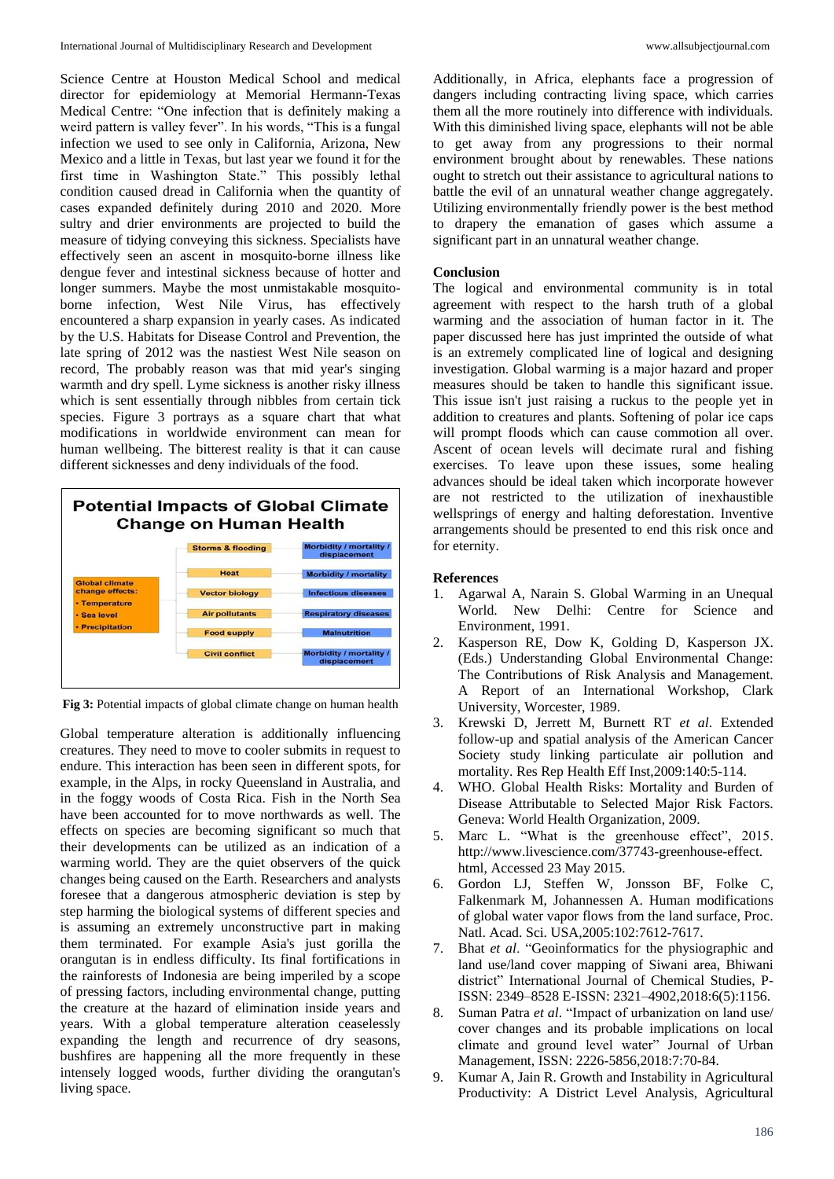Science Centre at Houston Medical School and medical director for epidemiology at Memorial Hermann-Texas Medical Centre: "One infection that is definitely making a weird pattern is valley fever". In his words, "This is a fungal infection we used to see only in California, Arizona, New Mexico and a little in Texas, but last year we found it for the first time in Washington State." This possibly lethal condition caused dread in California when the quantity of cases expanded definitely during 2010 and 2020. More sultry and drier environments are projected to build the measure of tidying conveying this sickness. Specialists have effectively seen an ascent in mosquito-borne illness like dengue fever and intestinal sickness because of hotter and longer summers. Maybe the most unmistakable mosquito-borne infection, West Nile Virus, has effectively encountered a sharp expansion in yearly cases. As indicated by the U.S. Habitats for Disease Control and Prevention, the late spring of 2012 was the nastiest West Nile season on record, The probably reason was that mid year's singing warmth and dry spell. Lyme sickness is another risky illness which is sent essentially through nibbles from certain tick species. Figure 3 portrays as a square chart that what modifications in worldwide environment can mean for human wellbeing. The bitterest reality is that it can cause different sicknesses and deny individuals of the food.

**Potential Impacts of Global Climate Change on Human Health**

| Global climate change effects | Pathway | Health impact |
| --- | --- | --- |
| • Temperature<br>• Sea level<br>• Precipitation | Storms & flooding | Morbidity / mortality / displacement |
| | Heat | Morbidity / mortality |
| | Vector biology | Infectious diseases |
| | Air pollutants | Respiratory diseases |
| | Food supply | Malnutrition |
| | Civil conflict | Morbidity / mortality / displacement |

**Fig 3:** Potential impacts of global climate change on human health

Global temperature alteration is additionally influencing creatures. They need to move to cooler submits in request to endure. This interaction has been seen in different spots, for example, in the Alps, in rocky Queensland in Australia, and in the foggy woods of Costa Rica. Fish in the North Sea have been accounted for to move northwards as well. The effects on species are becoming significant so much that their developments can be utilized as an indication of a warming world. They are the quiet observers of the quick changes being caused on the Earth. Researchers and analysts foresee that a dangerous atmospheric deviation is step by step harming the biological systems of different species and is assuming an extremely unconstructive part in making them terminated. For example Asia's just gorilla the orangutan is in endless difficulty. Its final fortifications in the rainforests of Indonesia are being imperiled by a scope of pressing factors, including environmental change, putting the creature at the hazard of elimination inside years and years. With a global temperature alteration ceaselessly expanding the length and recurrence of dry seasons, bushfires are happening all the more frequently in these intensely logged woods, further dividing the orangutan's living space.

Additionally, in Africa, elephants face a progression of dangers including contracting living space, which carries them all the more routinely into difference with individuals. With this diminished living space, elephants will not be able to get away from any progressions to their normal environment brought about by renewables. These nations ought to stretch out their assistance to agricultural nations to battle the evil of an unnatural weather change aggregately. Utilizing environmentally friendly power is the best method to drapery the emanation of gases which assume a significant part in an unnatural weather change.

## Conclusion

The logical and environmental community is in total agreement with respect to the harsh truth of a global warming and the association of human factor in it. The paper discussed here has just imprinted the outside of what is an extremely complicated line of logical and designing investigation. Global warming is a major hazard and proper measures should be taken to handle this significant issue. This issue isn't just raising a ruckus to the people yet in addition to creatures and plants. Softening of polar ice caps will prompt floods which can cause commotion all over. Ascent of ocean levels will decimate rural and fishing exercises. To leave upon these issues, some healing advances should be ideal taken which incorporate however are not restricted to the utilization of inexhaustible wellsprings of energy and halting deforestation. Inventive arrangements should be presented to end this risk once and for eternity.

## References

1. Agarwal A, Narain S. Global Warming in an Unequal World. New Delhi: Centre for Science and Environment, 1991.
2. Kasperson RE, Dow K, Golding D, Kasperson JX. (Eds.) Understanding Global Environmental Change: The Contributions of Risk Analysis and Management. A Report of an International Workshop, Clark University, Worcester, 1989.
3. Krewski D, Jerrett M, Burnett RT *et al*. Extended follow-up and spatial analysis of the American Cancer Society study linking particulate air pollution and mortality. Res Rep Health Eff Inst,2009:140:5-114.
4. WHO. Global Health Risks: Mortality and Burden of Disease Attributable to Selected Major Risk Factors. Geneva: World Health Organization, 2009.
5. Marc L. "What is the greenhouse effect", 2015. http://www.livescience.com/37743-greenhouse-effect.html, Accessed 23 May 2015.
6. Gordon LJ, Steffen W, Jonsson BF, Folke C, Falkenmark M, Johannessen A. Human modifications of global water vapor flows from the land surface, Proc. Natl. Acad. Sci. USA,2005:102:7612-7617.
7. Bhat *et al*. "Geoinformatics for the physiographic and land use/land cover mapping of Siwani area, Bhiwani district" International Journal of Chemical Studies, P-ISSN: 2349–8528 E-ISSN: 2321–4902,2018:6(5):1156.
8. Suman Patra *et al*. "Impact of urbanization on land use/ cover changes and its probable implications on local climate and ground level water" Journal of Urban Management, ISSN: 2226-5856,2018:7:70-84.
9. Kumar A, Jain R. Growth and Instability in Agricultural Productivity: A District Level Analysis, Agricultural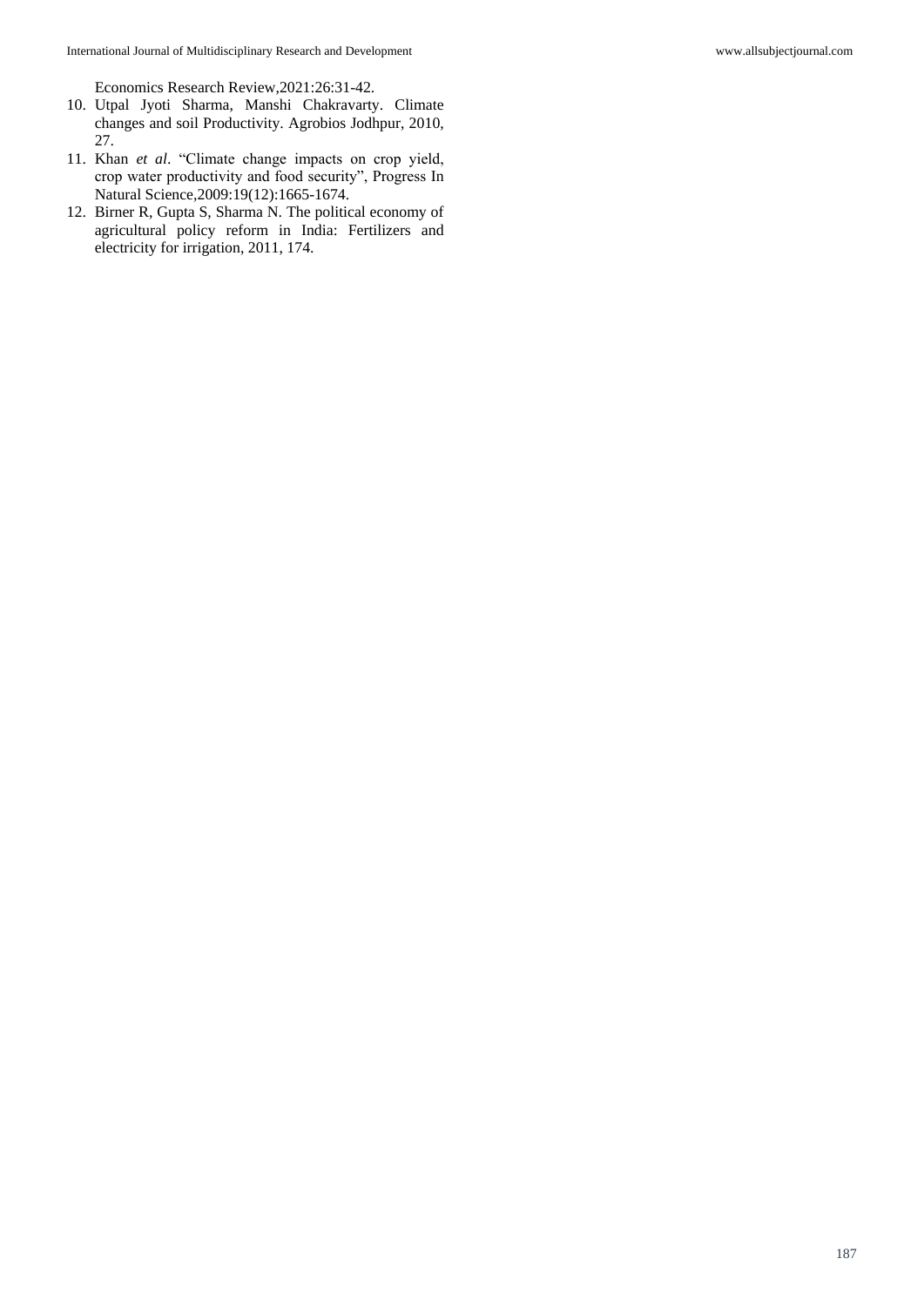Economics Research Review,2021:26:31-42.

10. Utpal Jyoti Sharma, Manshi Chakravarty. Climate changes and soil Productivity. Agrobios Jodhpur, 2010, 27.
11. Khan *et al*. "Climate change impacts on crop yield, crop water productivity and food security", Progress In Natural Science,2009:19(12):1665-1674.
12. Birner R, Gupta S, Sharma N. The political economy of agricultural policy reform in India: Fertilizers and electricity for irrigation, 2011, 174.